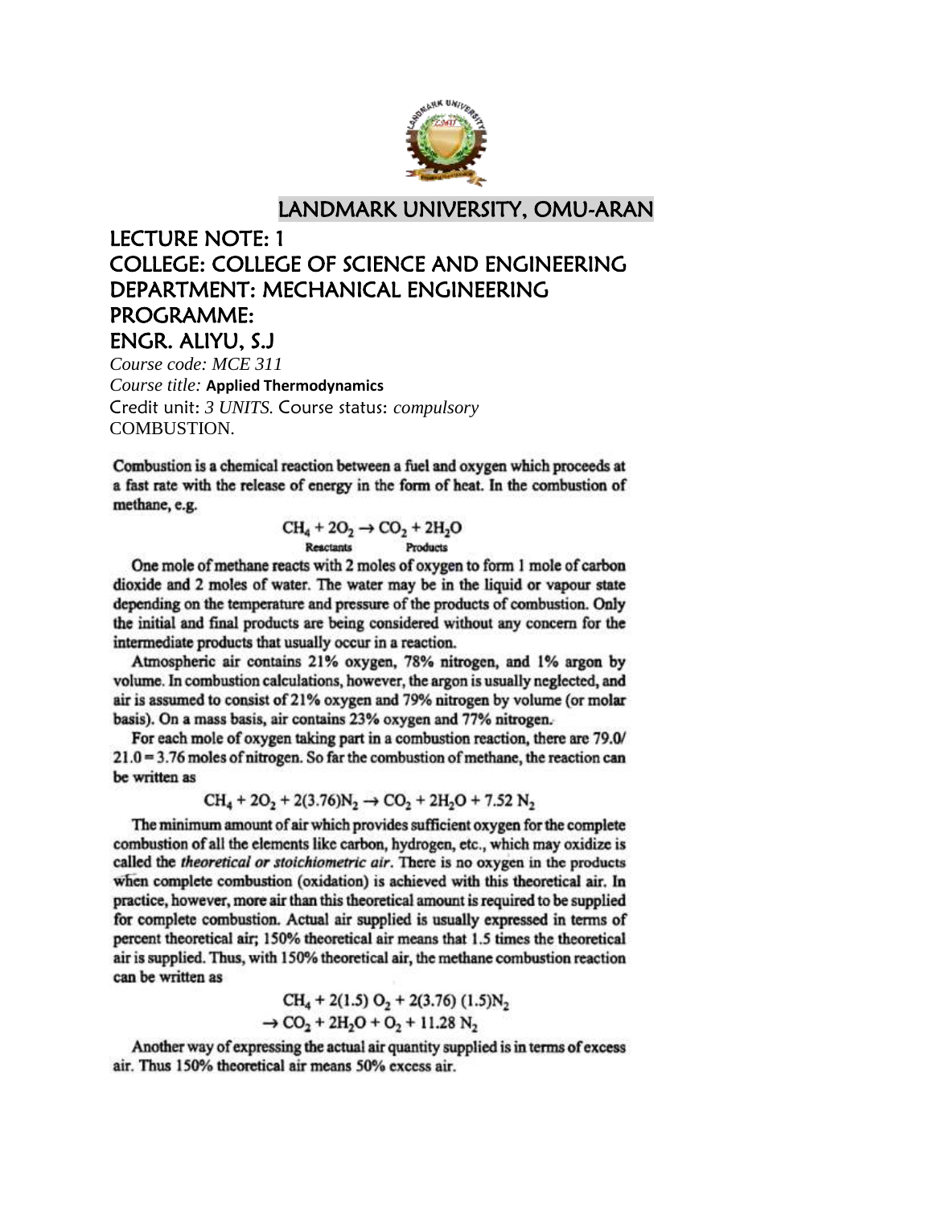# LANDMARK UNIVERSITY, OMU-ARAN

## LECTURE NOTE: 1
## COLLEGE: COLLEGE OF SCIENCE AND ENGINEERING
## DEPARTMENT: MECHANICAL ENGINEERING
## PROGRAMME:
## ENGR. ALIYU, S.J

*Course code: MCE 311*

*Course title:* **Applied Thermodynamics**

Credit unit: *3 UNITS*. Course status: *compulsory*

COMBUSTION.

Combustion is a chemical reaction between a fuel and oxygen which proceeds at a fast rate with the release of energy in the form of heat. In the combustion of methane, e.g.

$$\underbrace{CH_4 + 2O_2}_{\text{Reactants}} \rightarrow \underbrace{CO_2 + 2H_2O}_{\text{Products}}$$

One mole of methane reacts with 2 moles of oxygen to form 1 mole of carbon dioxide and 2 moles of water. The water may be in the liquid or vapour state depending on the temperature and pressure of the products of combustion. Only the initial and final products are being considered without any concern for the intermediate products that usually occur in a reaction.

Atmospheric air contains 21% oxygen, 78% nitrogen, and 1% argon by volume. In combustion calculations, however, the argon is usually neglected, and air is assumed to consist of 21% oxygen and 79% nitrogen by volume (or molar basis). On a mass basis, air contains 23% oxygen and 77% nitrogen.

For each mole of oxygen taking part in a combustion reaction, there are 79.0/21.0 = 3.76 moles of nitrogen. So far the combustion of methane, the reaction can be written as

$$CH_4 + 2O_2 + 2(3.76)N_2 \rightarrow CO_2 + 2H_2O + 7.52\ N_2$$

The minimum amount of air which provides sufficient oxygen for the complete combustion of all the elements like carbon, hydrogen, etc., which may oxidize is called the *theoretical or stoichiometric air*. There is no oxygen in the products when complete combustion (oxidation) is achieved with this theoretical air. In practice, however, more air than this theoretical amount is required to be supplied for complete combustion. Actual air supplied is usually expressed in terms of percent theoretical air; 150% theoretical air means that 1.5 times the theoretical air is supplied. Thus, with 150% theoretical air, the methane combustion reaction can be written as

$$CH_4 + 2(1.5)\ O_2 + 2(3.76)\ (1.5)N_2$$
$$\rightarrow CO_2 + 2H_2O + O_2 + 11.28\ N_2$$

Another way of expressing the actual air quantity supplied is in terms of excess air. Thus 150% theoretical air means 50% excess air.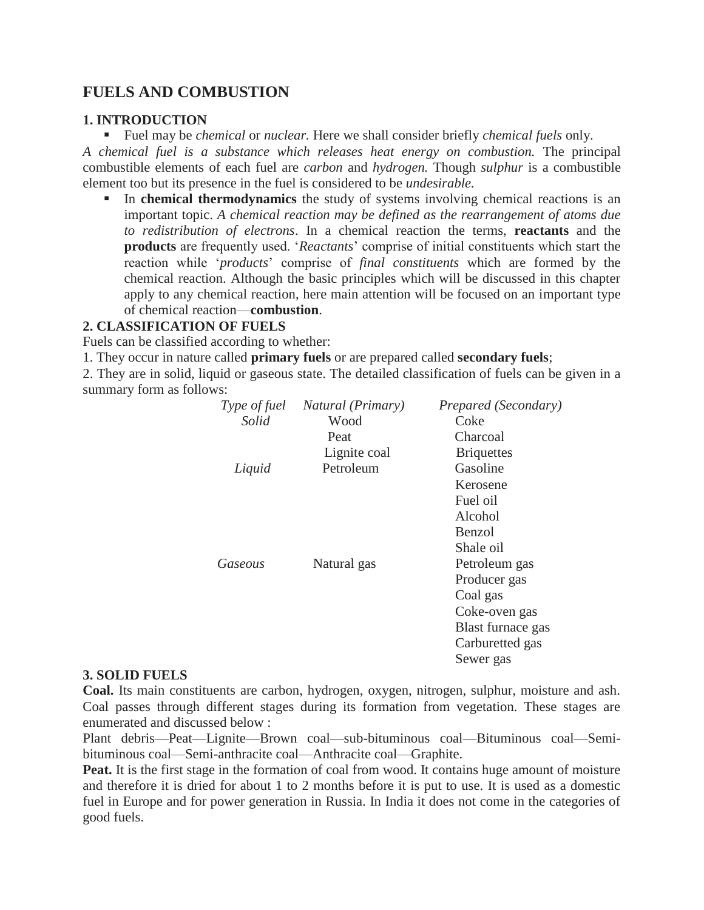# FUELS AND COMBUSTION

## 1. INTRODUCTION

- Fuel may be *chemical* or *nuclear.* Here we shall consider briefly *chemical fuels* only.

*A chemical fuel is a substance which releases heat energy on combustion.* The principal combustible elements of each fuel are *carbon* and *hydrogen.* Though *sulphur* is a combustible element too but its presence in the fuel is considered to be *undesirable.*

- In **chemical thermodynamics** the study of systems involving chemical reactions is an important topic. *A chemical reaction may be defined as the rearrangement of atoms due to redistribution of electrons*. In a chemical reaction the terms, **reactants** and the **products** are frequently used. '*Reactants*' comprise of initial constituents which start the reaction while '*products*' comprise of *final constituents* which are formed by the chemical reaction. Although the basic principles which will be discussed in this chapter apply to any chemical reaction, here main attention will be focused on an important type of chemical reaction—**combustion**.

## 2. CLASSIFICATION OF FUELS

Fuels can be classified according to whether:

1. They occur in nature called **primary fuels** or are prepared called **secondary fuels**;
2. They are in solid, liquid or gaseous state. The detailed classification of fuels can be given in a summary form as follows:

| *Type of fuel* | *Natural (Primary)* | *Prepared (Secondary)* |
|---|---|---|
| *Solid* | Wood | Coke |
| | Peat | Charcoal |
| | Lignite coal | Briquettes |
| *Liquid* | Petroleum | Gasoline |
| | | Kerosene |
| | | Fuel oil |
| | | Alcohol |
| | | Benzol |
| | | Shale oil |
| *Gaseous* | Natural gas | Petroleum gas |
| | | Producer gas |
| | | Coal gas |
| | | Coke-oven gas |
| | | Blast furnace gas |
| | | Carburetted gas |
| | | Sewer gas |

## 3. SOLID FUELS

**Coal.** Its main constituents are carbon, hydrogen, oxygen, nitrogen, sulphur, moisture and ash. Coal passes through different stages during its formation from vegetation. These stages are enumerated and discussed below :

Plant debris—Peat—Lignite—Brown coal—sub-bituminous coal—Bituminous coal—Semi-bituminous coal—Semi-anthracite coal—Anthracite coal—Graphite.

**Peat.** It is the first stage in the formation of coal from wood. It contains huge amount of moisture and therefore it is dried for about 1 to 2 months before it is put to use. It is used as a domestic fuel in Europe and for power generation in Russia. In India it does not come in the categories of good fuels.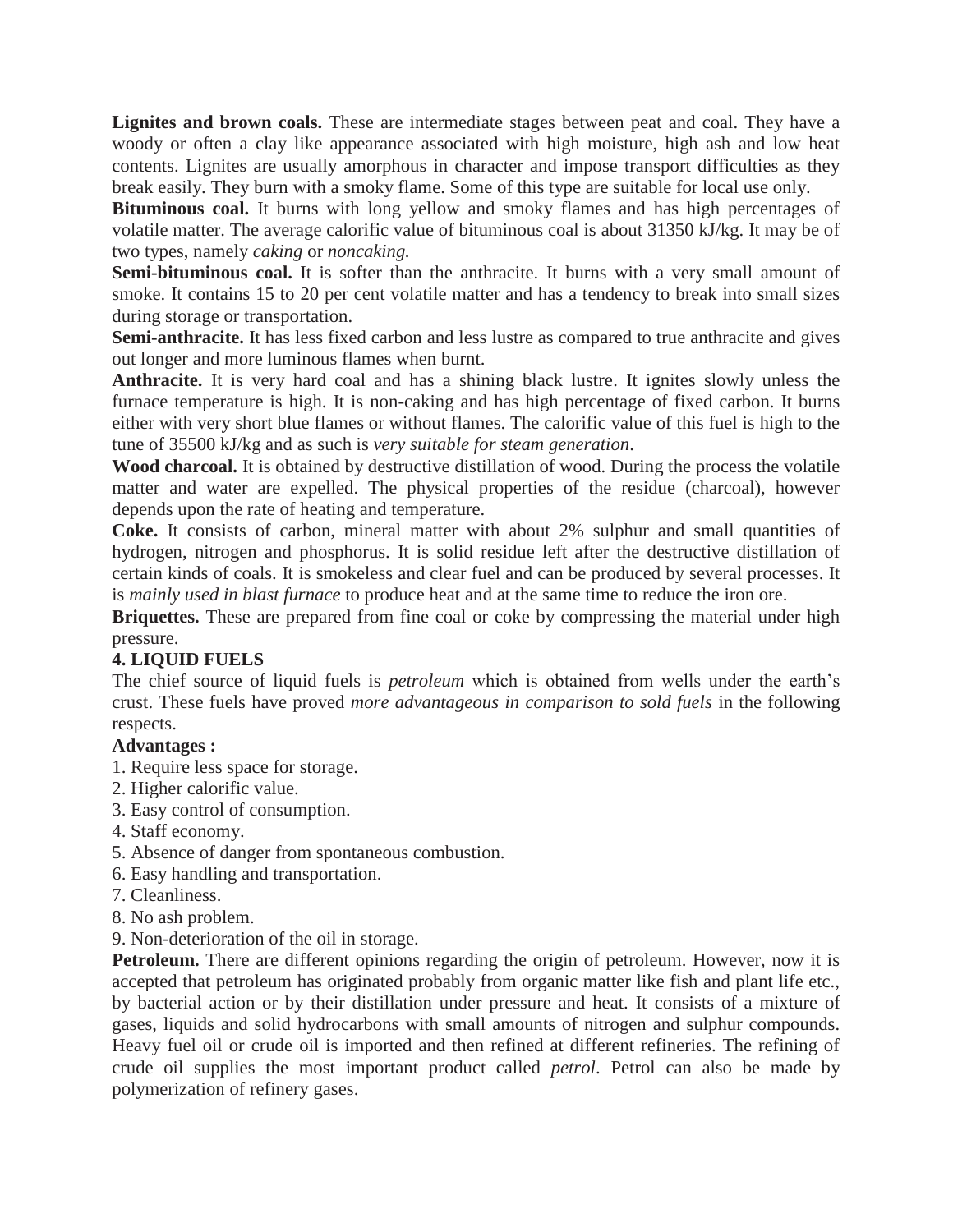**Lignites and brown coals.** These are intermediate stages between peat and coal. They have a woody or often a clay like appearance associated with high moisture, high ash and low heat contents. Lignites are usually amorphous in character and impose transport difficulties as they break easily. They burn with a smoky flame. Some of this type are suitable for local use only.

**Bituminous coal.** It burns with long yellow and smoky flames and has high percentages of volatile matter. The average calorific value of bituminous coal is about 31350 kJ/kg. It may be of two types, namely *caking* or *noncaking.*

**Semi-bituminous coal.** It is softer than the anthracite. It burns with a very small amount of smoke. It contains 15 to 20 per cent volatile matter and has a tendency to break into small sizes during storage or transportation.

**Semi-anthracite.** It has less fixed carbon and less lustre as compared to true anthracite and gives out longer and more luminous flames when burnt.

**Anthracite.** It is very hard coal and has a shining black lustre. It ignites slowly unless the furnace temperature is high. It is non-caking and has high percentage of fixed carbon. It burns either with very short blue flames or without flames. The calorific value of this fuel is high to the tune of 35500 kJ/kg and as such is *very suitable for steam generation*.

**Wood charcoal.** It is obtained by destructive distillation of wood. During the process the volatile matter and water are expelled. The physical properties of the residue (charcoal), however depends upon the rate of heating and temperature.

**Coke.** It consists of carbon, mineral matter with about 2% sulphur and small quantities of hydrogen, nitrogen and phosphorus. It is solid residue left after the destructive distillation of certain kinds of coals. It is smokeless and clear fuel and can be produced by several processes. It is *mainly used in blast furnace* to produce heat and at the same time to reduce the iron ore.

**Briquettes.** These are prepared from fine coal or coke by compressing the material under high pressure.

## 4. LIQUID FUELS

The chief source of liquid fuels is *petroleum* which is obtained from wells under the earth's crust. These fuels have proved *more advantageous in comparison to sold fuels* in the following respects.

**Advantages :**

1. Require less space for storage.
2. Higher calorific value.
3. Easy control of consumption.
4. Staff economy.
5. Absence of danger from spontaneous combustion.
6. Easy handling and transportation.
7. Cleanliness.
8. No ash problem.
9. Non-deterioration of the oil in storage.

**Petroleum.** There are different opinions regarding the origin of petroleum. However, now it is accepted that petroleum has originated probably from organic matter like fish and plant life etc., by bacterial action or by their distillation under pressure and heat. It consists of a mixture of gases, liquids and solid hydrocarbons with small amounts of nitrogen and sulphur compounds. Heavy fuel oil or crude oil is imported and then refined at different refineries. The refining of crude oil supplies the most important product called *petrol*. Petrol can also be made by polymerization of refinery gases.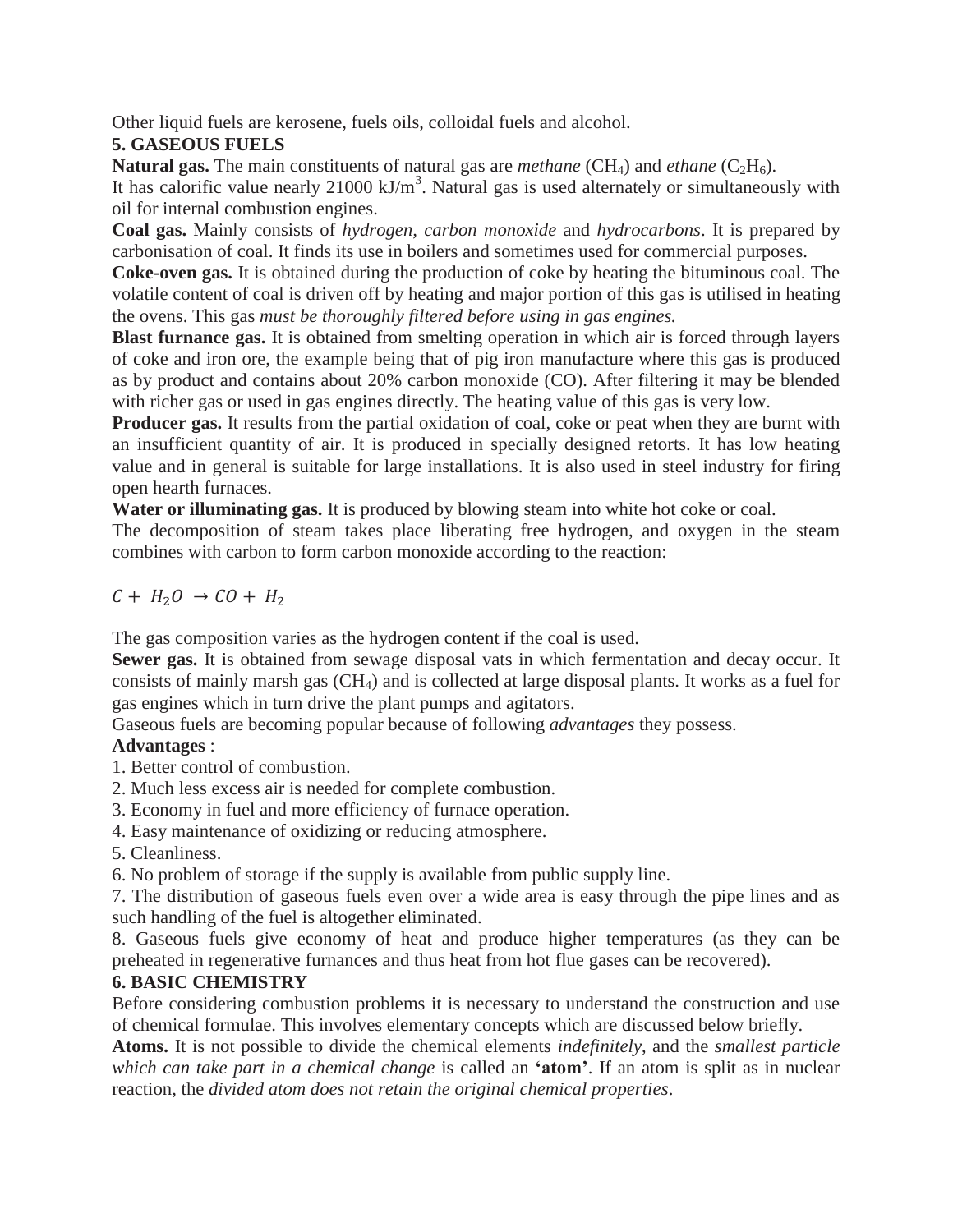Other liquid fuels are kerosene, fuels oils, colloidal fuels and alcohol.

## 5. GASEOUS FUELS

**Natural gas.** The main constituents of natural gas are *methane* ($CH_4$) and *ethane* ($C_2H_6$).
It has calorific value nearly 21000 $kJ/m^3$. Natural gas is used alternately or simultaneously with oil for internal combustion engines.

**Coal gas.** Mainly consists of *hydrogen, carbon monoxide* and *hydrocarbons*. It is prepared by carbonisation of coal. It finds its use in boilers and sometimes used for commercial purposes.

**Coke-oven gas.** It is obtained during the production of coke by heating the bituminous coal. The volatile content of coal is driven off by heating and major portion of this gas is utilised in heating the ovens. This gas *must be thoroughly filtered before using in gas engines.*

**Blast furnance gas.** It is obtained from smelting operation in which air is forced through layers of coke and iron ore, the example being that of pig iron manufacture where this gas is produced as by product and contains about 20% carbon monoxide (CO). After filtering it may be blended with richer gas or used in gas engines directly. The heating value of this gas is very low.

**Producer gas.** It results from the partial oxidation of coal, coke or peat when they are burnt with an insufficient quantity of air. It is produced in specially designed retorts. It has low heating value and in general is suitable for large installations. It is also used in steel industry for firing open hearth furnaces.

**Water or illuminating gas.** It is produced by blowing steam into white hot coke or coal.
The decomposition of steam takes place liberating free hydrogen, and oxygen in the steam combines with carbon to form carbon monoxide according to the reaction:

$$C + H_2O \rightarrow CO + H_2$$

The gas composition varies as the hydrogen content if the coal is used.

**Sewer gas.** It is obtained from sewage disposal vats in which fermentation and decay occur. It consists of mainly marsh gas ($CH_4$) and is collected at large disposal plants. It works as a fuel for gas engines which in turn drive the plant pumps and agitators.

Gaseous fuels are becoming popular because of following *advantages* they possess.

**Advantages** :

1. Better control of combustion.
2. Much less excess air is needed for complete combustion.
3. Economy in fuel and more efficiency of furnace operation.
4. Easy maintenance of oxidizing or reducing atmosphere.
5. Cleanliness.
6. No problem of storage if the supply is available from public supply line.
7. The distribution of gaseous fuels even over a wide area is easy through the pipe lines and as such handling of the fuel is altogether eliminated.
8. Gaseous fuels give economy of heat and produce higher temperatures (as they can be preheated in regenerative furnances and thus heat from hot flue gases can be recovered).

## 6. BASIC CHEMISTRY

Before considering combustion problems it is necessary to understand the construction and use of chemical formulae. This involves elementary concepts which are discussed below briefly.

**Atoms.** It is not possible to divide the chemical elements *indefinitely*, and the *smallest particle which can take part in a chemical change* is called an **'atom'**. If an atom is split as in nuclear reaction, the *divided atom does not retain the original chemical properties*.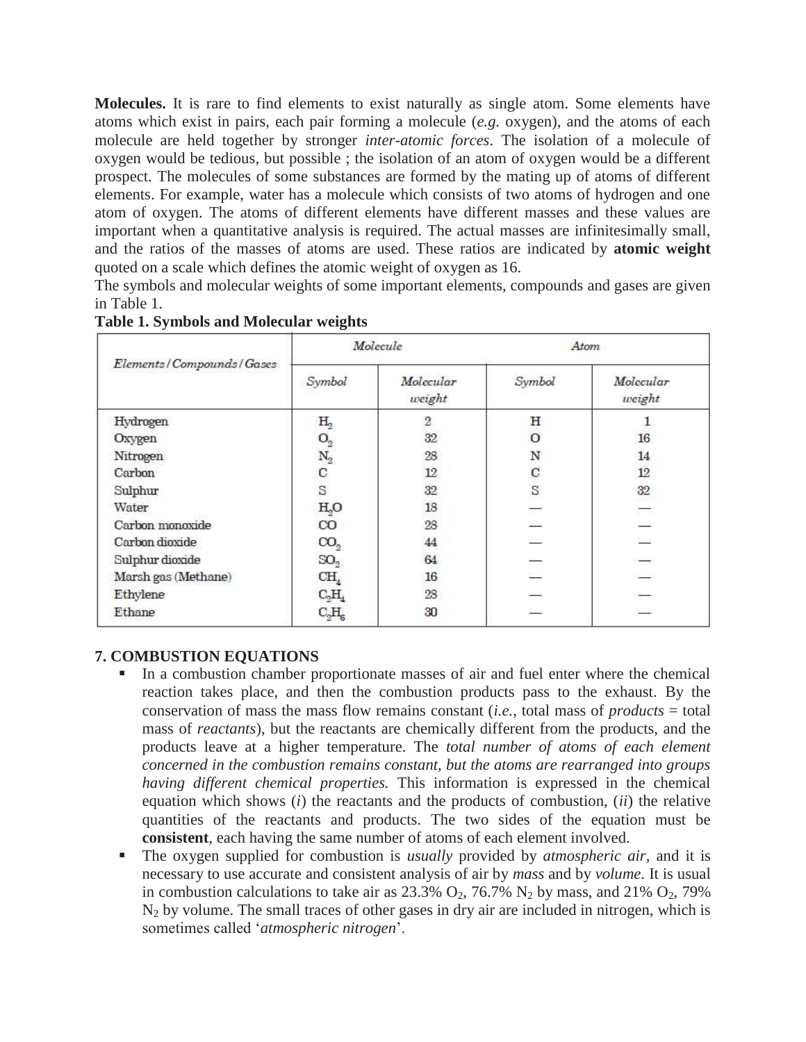**Molecules.** It is rare to find elements to exist naturally as single atom. Some elements have atoms which exist in pairs, each pair forming a molecule (*e.g.* oxygen), and the atoms of each molecule are held together by stronger *inter-atomic forces*. The isolation of a molecule of oxygen would be tedious, but possible ; the isolation of an atom of oxygen would be a different prospect. The molecules of some substances are formed by the mating up of atoms of different elements. For example, water has a molecule which consists of two atoms of hydrogen and one atom of oxygen. The atoms of different elements have different masses and these values are important when a quantitative analysis is required. The actual masses are infinitesimally small, and the ratios of the masses of atoms are used. These ratios are indicated by **atomic weight** quoted on a scale which defines the atomic weight of oxygen as 16.

The symbols and molecular weights of some important elements, compounds and gases are given in Table 1.

**Table 1. Symbols and Molecular weights**

| *Elements / Compounds / Gases* | *Molecule* | | *Atom* | |
|---|---|---|---|---|
| | *Symbol* | *Molecular weight* | *Symbol* | *Molecular weight* |
| Hydrogen | $H_2$ | 2 | H | 1 |
| Oxygen | $O_2$ | 32 | O | 16 |
| Nitrogen | $N_2$ | 28 | N | 14 |
| Carbon | C | 12 | C | 12 |
| Sulphur | S | 32 | S | 32 |
| Water | $H_2O$ | 18 | — | — |
| Carbon monoxide | CO | 28 | — | — |
| Carbon dioxide | $CO_2$ | 44 | — | — |
| Sulphur dioxide | $SO_2$ | 64 | — | — |
| Marsh gas (Methane) | $CH_4$ | 16 | — | — |
| Ethylene | $C_2H_4$ | 28 | — | — |
| Ethane | $C_2H_6$ | 30 | — | — |

## 7. COMBUSTION EQUATIONS

- In a combustion chamber proportionate masses of air and fuel enter where the chemical reaction takes place, and then the combustion products pass to the exhaust. By the conservation of mass the mass flow remains constant (*i.e.*, total mass of *products* = total mass of *reactants*), but the reactants are chemically different from the products, and the products leave at a higher temperature. The *total number of atoms of each element concerned in the combustion remains constant, but the atoms are rearranged into groups having different chemical properties.* This information is expressed in the chemical equation which shows (*i*) the reactants and the products of combustion, (*ii*) the relative quantities of the reactants and products. The two sides of the equation must be **consistent**, each having the same number of atoms of each element involved.
- The oxygen supplied for combustion is *usually* provided by *atmospheric air*, and it is necessary to use accurate and consistent analysis of air by *mass* and by *volume*. It is usual in combustion calculations to take air as 23.3% $O_2$, 76.7% $N_2$ by mass, and 21% $O_2$, 79% $N_2$ by volume. The small traces of other gases in dry air are included in nitrogen, which is sometimes called '*atmospheric nitrogen*'.